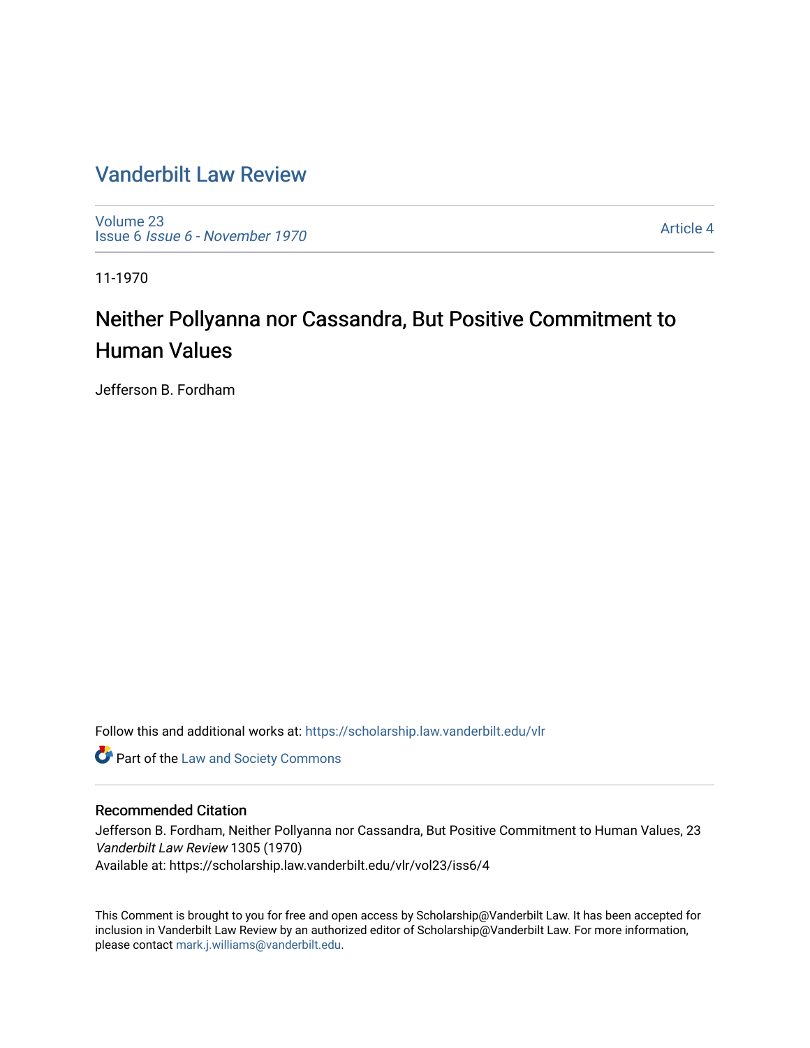# Vanderbilt Law Review

Volume 23
Issue 6 *Issue 6 - November 1970*

Article 4

11-1970

## Neither Pollyanna nor Cassandra, But Positive Commitment to Human Values

Jefferson B. Fordham

Follow this and additional works at: https://scholarship.law.vanderbilt.edu/vlr

Part of the Law and Society Commons

### Recommended Citation

Jefferson B. Fordham, Neither Pollyanna nor Cassandra, But Positive Commitment to Human Values, 23 *Vanderbilt Law Review* 1305 (1970)
Available at: https://scholarship.law.vanderbilt.edu/vlr/vol23/iss6/4

This Comment is brought to you for free and open access by Scholarship@Vanderbilt Law. It has been accepted for inclusion in Vanderbilt Law Review by an authorized editor of Scholarship@Vanderbilt Law. For more information, please contact mark.j.williams@vanderbilt.edu.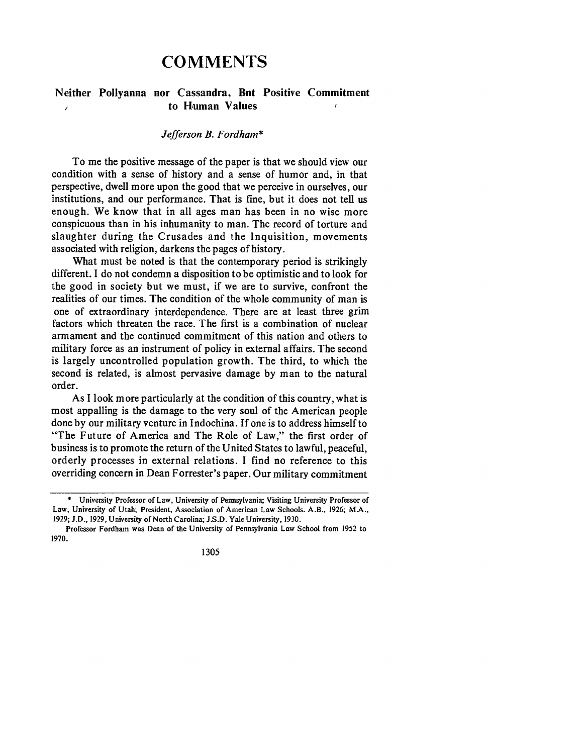# COMMENTS

## Neither Pollyanna nor Cassandra, Bnt Positive Commitment to Human Values

*Jefferson B. Fordham\**

To me the positive message of the paper is that we should view our condition with a sense of history and a sense of humor and, in that perspective, dwell more upon the good that we perceive in ourselves, our institutions, and our performance. That is fine, but it does not tell us enough. We know that in all ages man has been in no wise more conspicuous than in his inhumanity to man. The record of torture and slaughter during the Crusades and the Inquisition, movements associated with religion, darkens the pages of history.

What must be noted is that the contemporary period is strikingly different. I do not condemn a disposition to be optimistic and to look for the good in society but we must, if we are to survive, confront the realities of our times. The condition of the whole community of man is one of extraordinary interdependence. There are at least three grim factors which threaten the race. The first is a combination of nuclear armament and the continued commitment of this nation and others to military force as an instrument of policy in external affairs. The second is largely uncontrolled population growth. The third, to which the second is related, is almost pervasive damage by man to the natural order.

As I look more particularly at the condition of this country, what is most appalling is the damage to the very soul of the American people done by our military venture in Indochina. If one is to address himself to "The Future of America and The Role of Law," the first order of business is to promote the return of the United States to lawful, peaceful, orderly processes in external relations. I find no reference to this overriding concern in Dean Forrester's paper. Our military commitment

---

\* University Professor of Law, University of Pennsylvania; Visiting University Professor of Law, University of Utah; President, Association of American Law Schools. A.B., 1926; M.A., 1929; J.D., 1929, University of North Carolina; J.S.D. Yale University, 1930.

Professor Fordham was Dean of the University of Pennsylvania Law School from 1952 to 1970.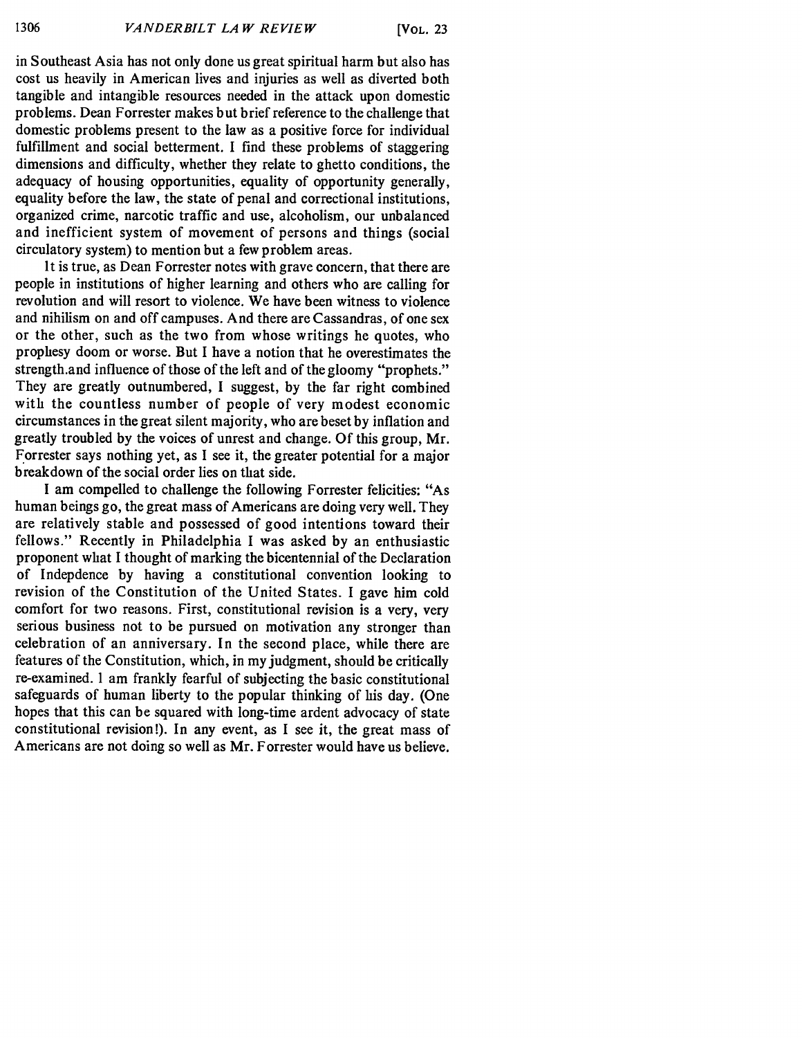in Southeast Asia has not only done us great spiritual harm but also has cost us heavily in American lives and injuries as well as diverted both tangible and intangible resources needed in the attack upon domestic problems. Dean Forrester makes but brief reference to the challenge that domestic problems present to the law as a positive force for individual fulfillment and social betterment. I find these problems of staggering dimensions and difficulty, whether they relate to ghetto conditions, the adequacy of housing opportunities, equality of opportunity generally, equality before the law, the state of penal and correctional institutions, organized crime, narcotic traffic and use, alcoholism, our unbalanced and inefficient system of movement of persons and things (social circulatory system) to mention but a few problem areas.

It is true, as Dean Forrester notes with grave concern, that there are people in institutions of higher learning and others who are calling for revolution and will resort to violence. We have been witness to violence and nihilism on and off campuses. And there are Cassandras, of one sex or the other, such as the two from whose writings he quotes, who prophesy doom or worse. But I have a notion that he overestimates the strength.and influence of those of the left and of the gloomy "prophets." They are greatly outnumbered, I suggest, by the far right combined with the countless number of people of very modest economic circumstances in the great silent majority, who are beset by inflation and greatly troubled by the voices of unrest and change. Of this group, Mr. Forrester says nothing yet, as I see it, the greater potential for a major breakdown of the social order lies on that side.

I am compelled to challenge the following Forrester felicities: "As human beings go, the great mass of Americans are doing very well. They are relatively stable and possessed of good intentions toward their fellows." Recently in Philadelphia I was asked by an enthusiastic proponent what I thought of marking the bicentennial of the Declaration of Indepdence by having a constitutional convention looking to revision of the Constitution of the United States. I gave him cold comfort for two reasons. First, constitutional revision is a very, very serious business not to be pursued on motivation any stronger than celebration of an anniversary. In the second place, while there are features of the Constitution, which, in my judgment, should be critically re-examined. I am frankly fearful of subjecting the basic constitutional safeguards of human liberty to the popular thinking of his day. (One hopes that this can be squared with long-time ardent advocacy of state constitutional revision!). In any event, as I see it, the great mass of Americans are not doing so well as Mr. Forrester would have us believe.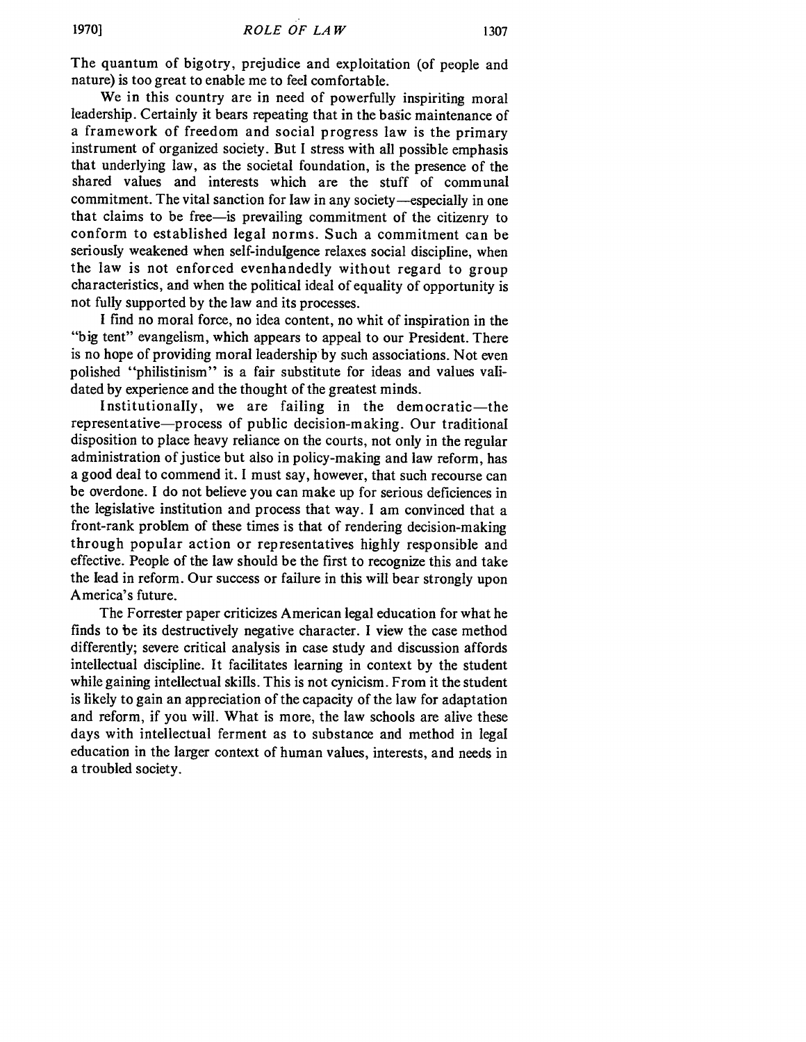The quantum of bigotry, prejudice and exploitation (of people and nature) is too great to enable me to feel comfortable.

We in this country are in need of powerfully inspiriting moral leadership. Certainly it bears repeating that in the basic maintenance of a framework of freedom and social progress law is the primary instrument of organized society. But I stress with all possible emphasis that underlying law, as the societal foundation, is the presence of the shared values and interests which are the stuff of communal commitment. The vital sanction for law in any society—especially in one that claims to be free—is prevailing commitment of the citizenry to conform to established legal norms. Such a commitment can be seriously weakened when self-indulgence relaxes social discipline, when the law is not enforced evenhandedly without regard to group characteristics, and when the political ideal of equality of opportunity is not fully supported by the law and its processes.

I find no moral force, no idea content, no whit of inspiration in the "big tent" evangelism, which appears to appeal to our President. There is no hope of providing moral leadership by such associations. Not even polished "philistinism" is a fair substitute for ideas and values validated by experience and the thought of the greatest minds.

Institutionally, we are failing in the democratic—the representative—process of public decision-making. Our traditional disposition to place heavy reliance on the courts, not only in the regular administration of justice but also in policy-making and law reform, has a good deal to commend it. I must say, however, that such recourse can be overdone. I do not believe you can make up for serious deficiences in the legislative institution and process that way. I am convinced that a front-rank problem of these times is that of rendering decision-making through popular action or representatives highly responsible and effective. People of the law should be the first to recognize this and take the lead in reform. Our success or failure in this will bear strongly upon America's future.

The Forrester paper criticizes American legal education for what he finds to be its destructively negative character. I view the case method differently; severe critical analysis in case study and discussion affords intellectual discipline. It facilitates learning in context by the student while gaining intellectual skills. This is not cynicism. From it the student is likely to gain an appreciation of the capacity of the law for adaptation and reform, if you will. What is more, the law schools are alive these days with intellectual ferment as to substance and method in legal education in the larger context of human values, interests, and needs in a troubled society.